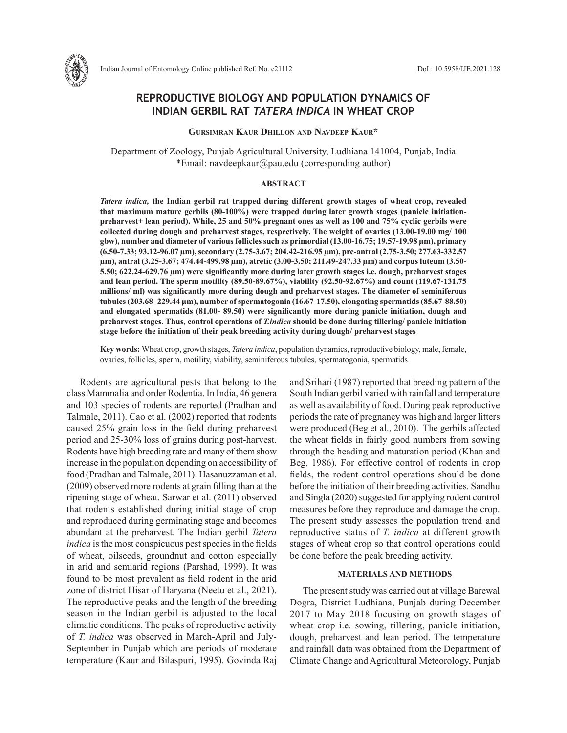# REPRODUCTIVE BIOLOGY AND POPULATION DYNAMICS OF INDIAN GERBIL RAT *TATERA INDICA* IN WHEAT CROP

**Gursimran Kaur Dhillon and Navdeep Kaur***

Department of Zoology, Punjab Agricultural University, Ludhiana 141004, Punjab, India
*Email: navdeepkaur@pau.edu (corresponding author)

## ABSTRACT

***Tatera indica*, the Indian gerbil rat trapped during different growth stages of wheat crop, revealed that maximum mature gerbils (80-100%) were trapped during later growth stages (panicle initiation-preharvest+ lean period). While, 25 and 50% pregnant ones as well as 100 and 75% cyclic gerbils were collected during dough and preharvest stages, respectively. The weight of ovaries (13.00-19.00 mg/ 100 gbw), number and diameter of various follicles such as primordial (13.00-16.75; 19.57-19.98 µm), primary (6.50-7.33; 93.12-96.07 µm), secondary (2.75-3.67; 204.42-216.95 µm), pre-antral (2.75-3.50; 277.63-332.57 µm), antral (3.25-3.67; 474.44-499.98 µm), atretic (3.00-3.50; 211.49-247.33 µm) and corpus luteum (3.50-5.50; 622.24-629.76 µm) were significantly more during later growth stages i.e. dough, preharvest stages and lean period. The sperm motility (89.50-89.67%), viability (92.50-92.67%) and count (119.67-131.75 millions/ ml) was significantly more during dough and preharvest stages. The diameter of seminiferous tubules (203.68- 229.44 µm), number of spermatogonia (16.67-17.50), elongating spermatids (85.67-88.50) and elongated spermatids (81.00- 89.50) were significantly more during panicle initiation, dough and preharvest stages. Thus, control operations of *T.indica* should be done during tillering/ panicle initiation stage before the initiation of their peak breeding activity during dough/ preharvest stages**

**Key words:** Wheat crop, growth stages, *Tatera indica*, population dynamics, reproductive biology, male, female, ovaries, follicles, sperm, motility, viability, seminiferous tubules, spermatogonia, spermatids

Rodents are agricultural pests that belong to the class Mammalia and order Rodentia. In India, 46 genera and 103 species of rodents are reported (Pradhan and Talmale, 2011). Cao et al. (2002) reported that rodents caused 25% grain loss in the field during preharvest period and 25-30% loss of grains during post-harvest. Rodents have high breeding rate and many of them show increase in the population depending on accessibility of food (Pradhan and Talmale, 2011). Hasanuzzaman et al. (2009) observed more rodents at grain filling than at the ripening stage of wheat. Sarwar et al. (2011) observed that rodents established during initial stage of crop and reproduced during germinating stage and becomes abundant at the preharvest. The Indian gerbil *Tatera indica* is the most conspicuous pest species in the fields of wheat, oilseeds, groundnut and cotton especially in arid and semiarid regions (Parshad, 1999). It was found to be most prevalent as field rodent in the arid zone of district Hisar of Haryana (Neetu et al., 2021). The reproductive peaks and the length of the breeding season in the Indian gerbil is adjusted to the local climatic conditions. The peaks of reproductive activity of *T. indica* was observed in March-April and July-September in Punjab which are periods of moderate temperature (Kaur and Bilaspuri, 1995). Govinda Raj and Srihari (1987) reported that breeding pattern of the South Indian gerbil varied with rainfall and temperature as well as availability of food. During peak reproductive periods the rate of pregnancy was high and larger litters were produced (Beg et al., 2010). The gerbils affected the wheat fields in fairly good numbers from sowing through the heading and maturation period (Khan and Beg, 1986). For effective control of rodents in crop fields, the rodent control operations should be done before the initiation of their breeding activities. Sandhu and Singla (2020) suggested for applying rodent control measures before they reproduce and damage the crop. The present study assesses the population trend and reproductive status of *T. indica* at different growth stages of wheat crop so that control operations could be done before the peak breeding activity.

## MATERIALS AND METHODS

The present study was carried out at village Barewal Dogra, District Ludhiana, Punjab during December 2017 to May 2018 focusing on growth stages of wheat crop i.e. sowing, tillering, panicle initiation, dough, preharvest and lean period. The temperature and rainfall data was obtained from the Department of Climate Change and Agricultural Meteorology, Punjab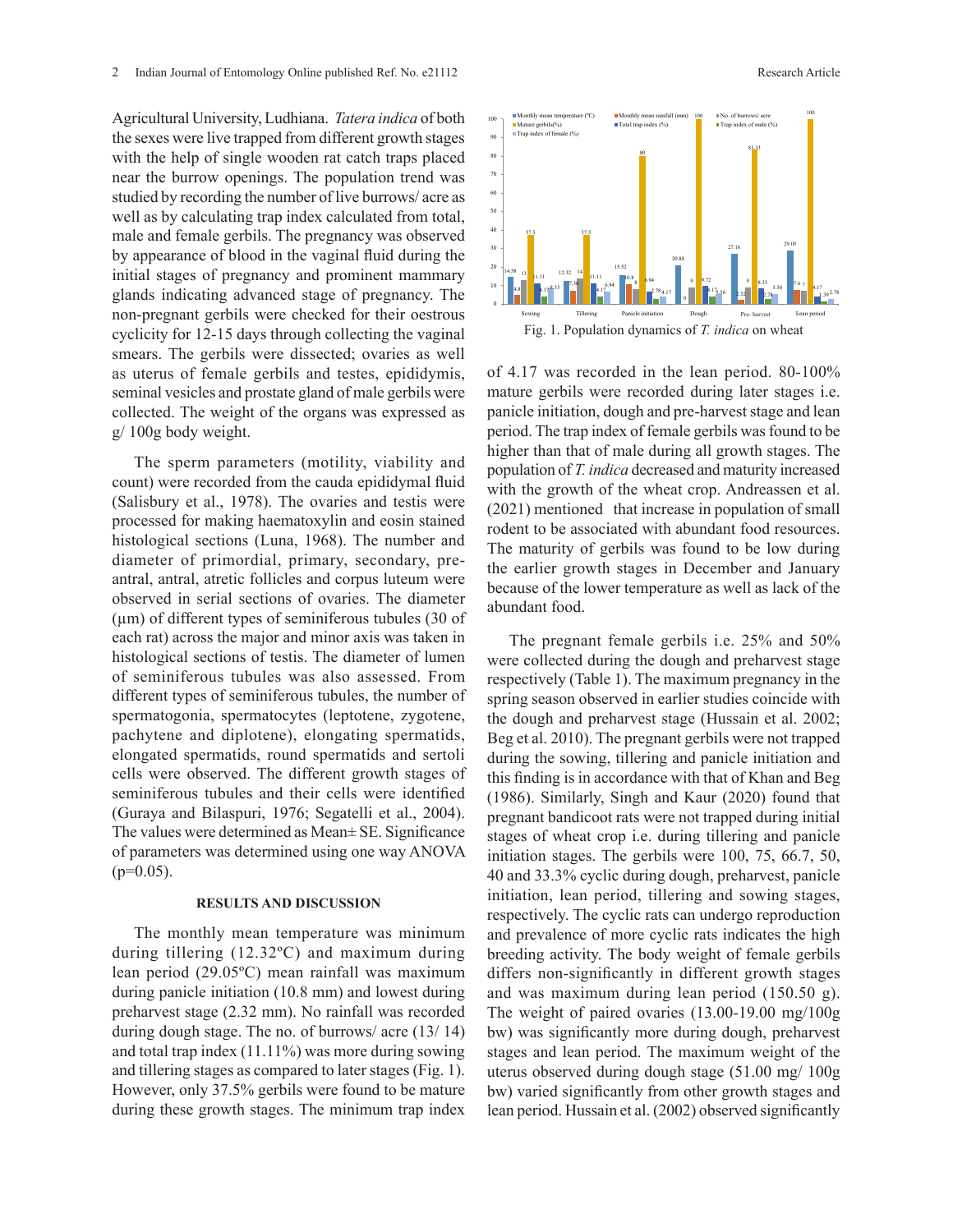Agricultural University, Ludhiana. *Tatera indica* of both the sexes were live trapped from different growth stages with the help of single wooden rat catch traps placed near the burrow openings. The population trend was studied by recording the number of live burrows/ acre as well as by calculating trap index calculated from total, male and female gerbils. The pregnancy was observed by appearance of blood in the vaginal fluid during the initial stages of pregnancy and prominent mammary glands indicating advanced stage of pregnancy. The non-pregnant gerbils were checked for their oestrous cyclicity for 12-15 days through collecting the vaginal smears. The gerbils were dissected; ovaries as well as uterus of female gerbils and testes, epididymis, seminal vesicles and prostate gland of male gerbils were collected. The weight of the organs was expressed as g/ 100g body weight.

The sperm parameters (motility, viability and count) were recorded from the cauda epididymal fluid (Salisbury et al., 1978). The ovaries and testis were processed for making haematoxylin and eosin stained histological sections (Luna, 1968). The number and diameter of primordial, primary, secondary, pre-antral, antral, atretic follicles and corpus luteum were observed in serial sections of ovaries. The diameter (µm) of different types of seminiferous tubules (30 of each rat) across the major and minor axis was taken in histological sections of testis. The diameter of lumen of seminiferous tubules was also assessed. From different types of seminiferous tubules, the number of spermatogonia, spermatocytes (leptotene, zygotene, pachytene and diplotene), elongating spermatids, elongated spermatids, round spermatids and sertoli cells were observed. The different growth stages of seminiferous tubules and their cells were identified (Guraya and Bilaspuri, 1976; Segatelli et al., 2004). The values were determined as Mean± SE. Significance of parameters was determined using one way ANOVA (p=0.05).

## RESULTS AND DISCUSSION

The monthly mean temperature was minimum during tillering (12.32ºC) and maximum during lean period (29.05ºC) mean rainfall was maximum during panicle initiation (10.8 mm) and lowest during preharvest stage (2.32 mm). No rainfall was recorded during dough stage. The no. of burrows/ acre (13/ 14) and total trap index (11.11%) was more during sowing and tillering stages as compared to later stages (Fig. 1). However, only 37.5% gerbils were found to be mature during these growth stages. The minimum trap index of 4.17 was recorded in the lean period. 80-100% mature gerbils were recorded during later stages i.e. panicle initiation, dough and pre-harvest stage and lean period. The trap index of female gerbils was found to be higher than that of male during all growth stages. The population of *T. indica* decreased and maturity increased with the growth of the wheat crop. Andreassen et al. (2021) mentioned that increase in population of small rodent to be associated with abundant food resources. The maturity of gerbils was found to be low during the earlier growth stages in December and January because of the lower temperature as well as lack of the abundant food.

| | Sowing | Tillering | Panicle initiation | Dough | Pre- harvest | Lean period |
|---|---|---|---|---|---|---|
| Monthly mean temperature (ºC) | 14.58 | 12.32 | 15.52 | 20.88 | 27.16 | 29.05 |
| Monthly mean rainfall (mm) | 4.8 | 7.34 | 10.8 | 0 | 2.32 | 7.6 |
| No. of burrows/ acre | 13 | 14 | 8 | 9 | 9 | 7 |
| Mature gerbils(%) | 37.5 | 37.5 | 80 | 100 | 83.33 | 100 |
| Total trap index (%) | 11.11 | 11.11 | 6.94 | 9.72 | 8.33 | 4.17 |
| Trap index of male (%) | 4.17 | 4.17 | 2.78 | 4.17 | 2.78 | 1.39 |
| Trap index of female (%) | 6.33 | 6.94 | 4.17 | 5.56 | 5.56 | 2.78 |

Fig. 1. Population dynamics of *T. indica* on wheat

The pregnant female gerbils i.e. 25% and 50% were collected during the dough and preharvest stage respectively (Table 1). The maximum pregnancy in the spring season observed in earlier studies coincide with the dough and preharvest stage (Hussain et al. 2002; Beg et al. 2010). The pregnant gerbils were not trapped during the sowing, tillering and panicle initiation and this finding is in accordance with that of Khan and Beg (1986). Similarly, Singh and Kaur (2020) found that pregnant bandicoot rats were not trapped during initial stages of wheat crop i.e. during tillering and panicle initiation stages. The gerbils were 100, 75, 66.7, 50, 40 and 33.3% cyclic during dough, preharvest, panicle initiation, lean period, tillering and sowing stages, respectively. The cyclic rats can undergo reproduction and prevalence of more cyclic rats indicates the high breeding activity. The body weight of female gerbils differs non-significantly in different growth stages and was maximum during lean period (150.50 g). The weight of paired ovaries (13.00-19.00 mg/100g bw) was significantly more during dough, preharvest stages and lean period. The maximum weight of the uterus observed during dough stage (51.00 mg/ 100g bw) varied significantly from other growth stages and lean period. Hussain et al. (2002) observed significantly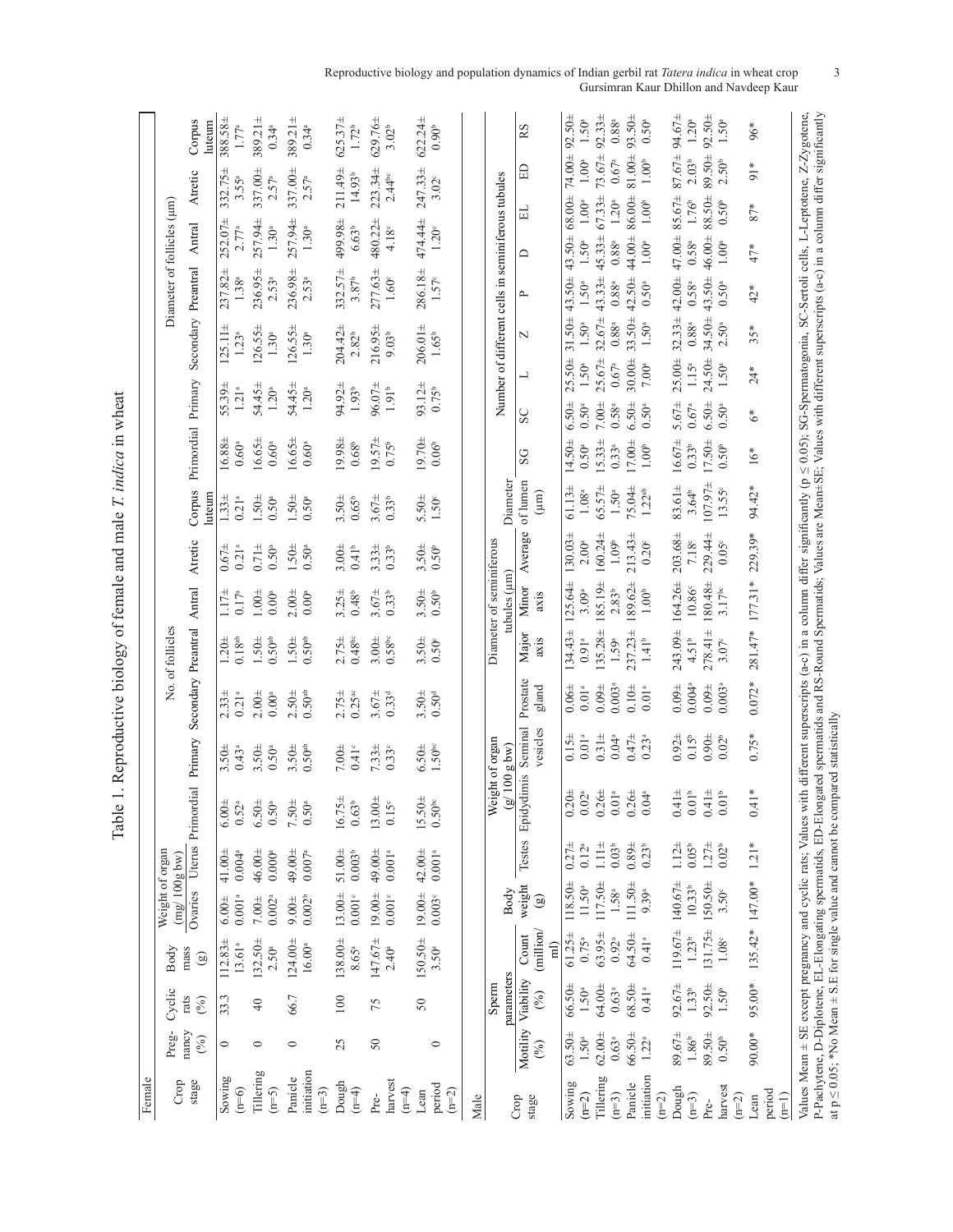Table 1. Reproductive biology of female and male *T. indica* in wheat

**Female**

| Crop stage | Pregnancy (%) | Cyclic rats (%) | Body mass (g) | Weight of organ (mg/ 100g bw) | | No. of follicles | | | | | | Diameter of follicles (µm) | | | | | |
|---|---|---|---|---|---|---|---|---|---|---|---|---|---|---|---|---|---|
| | | | | Ovaries | Uterus | Primordial | Primary | Secondary | Preantral | Antral | Atretic | Corpus luteum | Primordial | Primary | Secondary | Preantral | Antral | Atretic | Corpus luteum |
| Sowing (n=6) | 0 | 33.3 | 112.83± 13.61[a] | 6.00± 0.001[a] | 41.00± 0.004[a] | 6.00± 0.52[a] | 3.50± 0.43[a] | 2.33± 0.21[a] | 1.20± 0.18[ab] | 1.17± 0.17[a] | 0.67± 0.21[a] | 1.33± 0.21[a] | 16.88± 0.60[a] | 55.39± 1.21[a] | 125.11± 1.23[a] | 237.82± 1.38[b] | 252.07± 2.77[a] | 332.75± 3.55[a] | 388.58± 1.77[a] |
| Tillering (n=5) | 0 | 40 | 132.50± 2.50[a] | 7.00± 0.002[a] | 46.00± 0.000[a] | 6.50± 0.50[a] | 3.50± 0.50[a] | 2.00± 0.00[a] | 1.50± 0.50[ab] | 1.00± 0.00[a] | 0.71± 0.50[a] | 1.50± 0.50[a] | 16.65± 0.60[a] | 54.45± 1.20[a] | 126.55± 1.30[a] | 236.95± 2.53[a] | 257.94± 1.30[a] | 337.00± 2.57[a] | 389.21± 0.34[a] |
| Panicle initiation (n=3) | 0 | 66.7 | 124.00± 16.00[a] | 9.00± 0.002[b] | 49.00± 0.007[a] | 7.50± 0.50[a] | 3.50± 0.50[ab] | 2.50± 0.50[ab] | 1.50± 0.50[ab] | 2.00± 0.00[a] | 1.50± 0.50[a] | 1.50± 0.50[a] | 16.65± 0.60[a] | 54.45± 1.20[a] | 126.55± 1.30[a] | 236.98± 2.53[a] | 257.94± 1.30[a] | 337.00± 2.57[a] | 389.21± 0.34[a] |
| Dough (n=4) | 25 | 100 | 138.00± 8.65[a] | 13.00± 0.001[c] | 51.00± 0.003[b] | 16.75± 0.63[b] | 7.00± 0.41[c] | 2.75± 0.25[ac] | 2.75± 0.48[bc] | 3.25± 0.48[b] | 3.00± 0.41[b] | 3.50± 0.65[b] | 19.98± 0.68[b] | 94.92± 1.93[b] | 204.42± 2.82[b] | 332.57± 3.87[b] | 499.98± 6.63[b] | 211.49± 14.93[b] | 625.37± 1.72[b] |
| Pre-harvest (n=4) | 50 | 75 | 147.67± 2.40[a] | 19.00± 0.001[c] | 49.00± 0.001[a] | 13.00± 0.15[c] | 7.33± 0.33[c] | 3.67± 0.33[d] | 3.00± 0.58[bc] | 3.67± 0.33[b] | 3.33± 0.33[b] | 3.67± 0.33[b] | 19.57± 0.75[b] | 96.07± 1.91[b] | 216.95± 9.03[b] | 277.63± 1.60[c] | 480.22± 4.18[c] | 223.34± 2.44[bc] | 629.76± 3.02[b] |
| Lean period (n=2) | 0 | 50 | 150.50± 3.50[a] | 19.00± 0.003[c] | 42.00± 0.001[a] | 15.50± 0.50[bc] | 6.50± 1.50[bc] | 3.50± 0.50[d] | 3.50± 0.50[c] | 3.50± 0.50[b] | 3.50± 0.50[b] | 5.50± 1.50[c] | 19.70± 0.06[b] | 93.12± 0.75[b] | 206.01± 1.65[b] | 286.18± 1.57[c] | 474.44± 1.20[c] | 247.33± 3.02[c] | 622.24± 0.90[b] |

**Male**

| Crop stage | Sperm parameters | | | Body weight (g) | Weight of organ (g/ 100 g bw) | | | | Diameter of seminiferous tubules (µm) | | | Diameter of lumen (µm) | Number of different cells in seminiferous tubules | | | | | | | | |
|---|---|---|---|---|---|---|---|---|---|---|---|---|---|---|---|---|---|---|---|---|---|
| | Motility (%) | Viability (%) | Count (million/ ml) | | Testes | Epidydimis | Seminal vesicles | Prostate gland | Major axis | Minor axis | Average | | SG | SC | L | Z | P | D | EL | ED | RS |
| Sowing (n=2) | 63.50± 1.50[a] | 66.50± 1.50[a] | 61.25± 0.75[a] | 118.50± 11.50[a] | 0.27± 0.12[a] | 0.20± 0.02[a] | 0.15± 0.01[a] | 0.06± 0.01[a] | 134.43± 0.91[a] | 125.64± 3.09[a] | 130.03± 2.00[a] | 61.13± 1.08[a] | 14.50± 0.50[a] | 6.50± 0.50[a] | 25.50± 1.50[a] | 31.50± 1.50[a] | 43.50± 1.50[a] | 43.50± 1.50[a] | 68.00± 1.00[a] | 74.00± 1.00[a] | 92.50± 1.50[a] |
| Tillering (n=3) | 62.00± 0.63[a] | 64.00± 0.63[a] | 63.95± 0.92[a] | 117.50± 1.58[a] | 1.11± 0.03[b] | 0.26± 0.01[a] | 0.31± 0.04[a] | 0.09± 0.003[a] | 135.28± 1.59[a] | 185.19± 2.83[b] | 160.24± 1.09[b] | 65.57± 1.50[a] | 15.33± 0.33[a] | 7.00± 0.58[a] | 25.67± 0.67[a] | 32.67± 0.88[a] | 43.33± 0.88[a] | 45.33± 0.88[a] | 67.33± 1.20[a] | 73.67± 0.67[a] | 92.33± 0.88[a] |
| Panicle initiation (n=2) | 66.50± 1.22[a] | 68.50± 0.41[a] | 64.50± 0.41[a] | 111.50± 9.39[a] | 0.89± 0.23[b] | 0.26± 0.04[a] | 0.47± 0.23[a] | 0.10± 0.01[a] | 237.23± 1.41[b] | 189.62± 1.00[b] | 213.43± 0.20[c] | 75.04± 1.22[ab] | 17.00± 1.00[b] | 6.50± 0.50[a] | 30.00± 7.00[a] | 33.50± 1.50[a] | 42.50± 0.50[a] | 44.00± 1.00[a] | 86.00± 1.00[b] | 81.00± 1.00[b] | 93.50± 0.50[a] |
| Dough (n=3) | 89.67± 1.86[b] | 92.67± 1.33[b] | 119.67± 1.23[b] | 140.67± 10.33[b] | 1.12± 0.05[b] | 0.41± 0.01[b] | 0.92± 0.15[b] | 0.09± 0.004[a] | 243.09± 4.51[b] | 164.26± 10.86[c] | 203.68± 7.18[c] | 83.61± 3.64[b] | 16.67± 0.33[b] | 5.67± 0.67[a] | 25.00± 1.15[a] | 32.33± 0.88[a] | 42.00± 0.58[a] | 47.00± 0.58[a] | 85.67± 1.76[b] | 87.67± 2.03[b] | 94.67± 1.20[a] |
| Pre-harvest (n=2) | 89.50± 0.50[b] | 92.50± 1.50[b] | 131.75± 1.08[c] | 150.50± 3.50[c] | 1.27± 0.02[b] | 0.41± 0.01[b] | 0.90± 0.02[b] | 0.09± 0.003[a] | 278.41± 3.07[c] | 180.48± 3.17[bc] | 229.44± 0.05[c] | 107.97± 13.55[c] | 17.50± 0.50[b] | 6.50± 0.50[a] | 24.50± 1.50[a] | 34.50± 2.50[a] | 43.50± 0.50[a] | 46.00± 1.00[a] | 88.50± 0.50[b] | 89.50± 2.50[b] | 92.50± 1.50[a] |
| Lean period (n=1) | 90.00* | 95.00* | 135.42* | 147.00* | 1.21* | 0.41* | 0.75* | 0.072* | 281.47* | 177.31* | 229.39* | 94.42* | 16* | 6* | 24* | 35* | 42* | 47* | 87* | 91* | 96* |

Values Mean ± SE except pregnancy and cyclic rats; Values with different superscripts (a-c) in a column differ significantly ($p \leq 0.05$); SG-Spermatogonia, SC-Sertoli cells, L-Leptotene, Z-Zygotene, P-Pachytene, D-Diplotene, EL-Elongating spermatids, ED-Elongated spermatids and RS-Round Spermatids; Values are Mean±SE; Values with different superscripts (a-c) in a column differ significantly at $p \leq 0.05$; *No Mean ± S.E for single value and cannot be compared statistically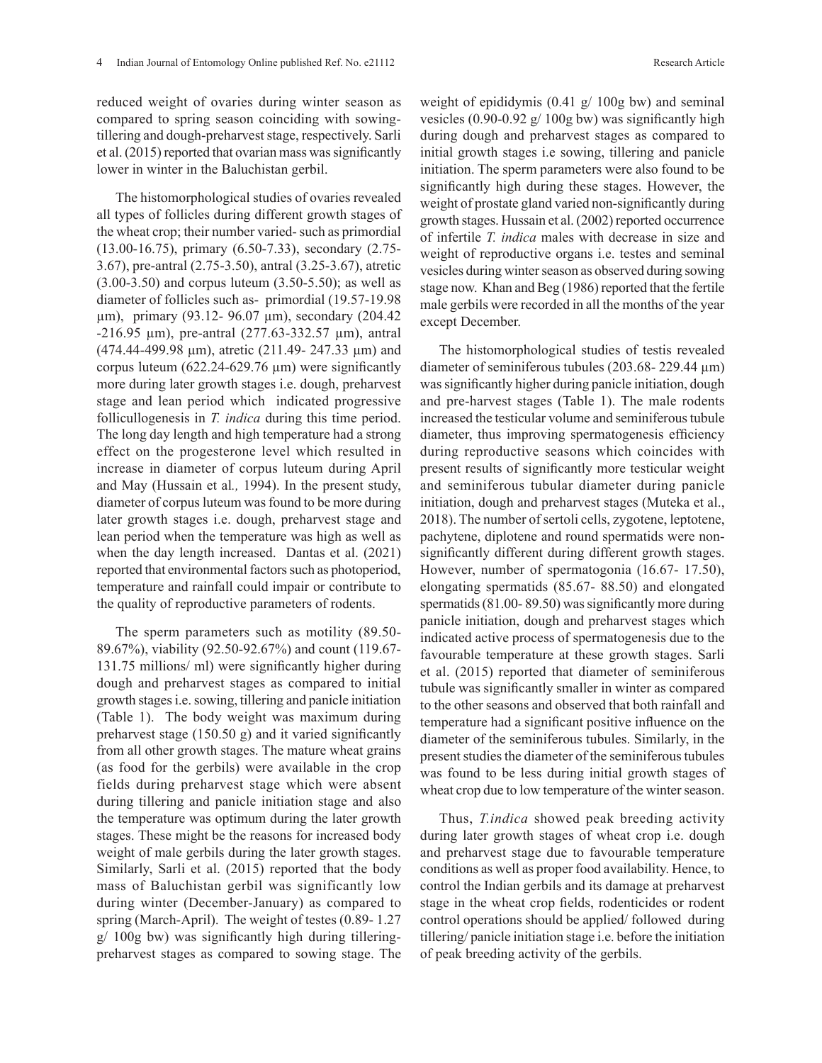reduced weight of ovaries during winter season as compared to spring season coinciding with sowing-tillering and dough-preharvest stage, respectively. Sarli et al. (2015) reported that ovarian mass was significantly lower in winter in the Baluchistan gerbil.

The histomorphological studies of ovaries revealed all types of follicles during different growth stages of the wheat crop; their number varied- such as primordial (13.00-16.75), primary (6.50-7.33), secondary (2.75-3.67), pre-antral (2.75-3.50), antral (3.25-3.67), atretic (3.00-3.50) and corpus luteum (3.50-5.50); as well as diameter of follicles such as- primordial (19.57-19.98 µm), primary (93.12- 96.07 µm), secondary (204.42 -216.95 µm), pre-antral (277.63-332.57 µm), antral (474.44-499.98 µm), atretic (211.49- 247.33 µm) and corpus luteum (622.24-629.76 µm) were significantly more during later growth stages i.e. dough, preharvest stage and lean period which indicated progressive folliculogenesis in *T. indica* during this time period. The long day length and high temperature had a strong effect on the progesterone level which resulted in increase in diameter of corpus luteum during April and May (Hussain et al*.,* 1994). In the present study, diameter of corpus luteum was found to be more during later growth stages i.e. dough, preharvest stage and lean period when the temperature was high as well as when the day length increased. Dantas et al. (2021) reported that environmental factors such as photoperiod, temperature and rainfall could impair or contribute to the quality of reproductive parameters of rodents.

The sperm parameters such as motility (89.50-89.67%), viability (92.50-92.67%) and count (119.67-131.75 millions/ ml) were significantly higher during dough and preharvest stages as compared to initial growth stages i.e. sowing, tillering and panicle initiation (Table 1). The body weight was maximum during preharvest stage (150.50 g) and it varied significantly from all other growth stages. The mature wheat grains (as food for the gerbils) were available in the crop fields during preharvest stage which were absent during tillering and panicle initiation stage and also the temperature was optimum during the later growth stages. These might be the reasons for increased body weight of male gerbils during the later growth stages. Similarly, Sarli et al. (2015) reported that the body mass of Baluchistan gerbil was significantly low during winter (December-January) as compared to spring (March-April). The weight of testes (0.89- 1.27 g/ 100g bw) was significantly high during tillering-preharvest stages as compared to sowing stage. The weight of epididymis (0.41 g/ 100g bw) and seminal vesicles (0.90-0.92 g/ 100g bw) was significantly high during dough and preharvest stages as compared to initial growth stages i.e sowing, tillering and panicle initiation. The sperm parameters were also found to be significantly high during these stages. However, the weight of prostate gland varied non-significantly during growth stages. Hussain et al. (2002) reported occurrence of infertile *T. indica* males with decrease in size and weight of reproductive organs i.e. testes and seminal vesicles during winter season as observed during sowing stage now. Khan and Beg (1986) reported that the fertile male gerbils were recorded in all the months of the year except December.

The histomorphological studies of testis revealed diameter of seminiferous tubules (203.68- 229.44 µm) was significantly higher during panicle initiation, dough and pre-harvest stages (Table 1). The male rodents increased the testicular volume and seminiferous tubule diameter, thus improving spermatogenesis efficiency during reproductive seasons which coincides with present results of significantly more testicular weight and seminiferous tubular diameter during panicle initiation, dough and preharvest stages (Muteka et al., 2018). The number of sertoli cells, zygotene, leptotene, pachytene, diplotene and round spermatids were non-significantly different during different growth stages. However, number of spermatogonia (16.67- 17.50), elongating spermatids (85.67- 88.50) and elongated spermatids (81.00- 89.50) was significantly more during panicle initiation, dough and preharvest stages which indicated active process of spermatogenesis due to the favourable temperature at these growth stages. Sarli et al. (2015) reported that diameter of seminiferous tubule was significantly smaller in winter as compared to the other seasons and observed that both rainfall and temperature had a significant positive influence on the diameter of the seminiferous tubules. Similarly, in the present studies the diameter of the seminiferous tubules was found to be less during initial growth stages of wheat crop due to low temperature of the winter season.

Thus, *T.indica* showed peak breeding activity during later growth stages of wheat crop i.e. dough and preharvest stage due to favourable temperature conditions as well as proper food availability. Hence, to control the Indian gerbils and its damage at preharvest stage in the wheat crop fields, rodenticides or rodent control operations should be applied/ followed during tillering/ panicle initiation stage i.e. before the initiation of peak breeding activity of the gerbils.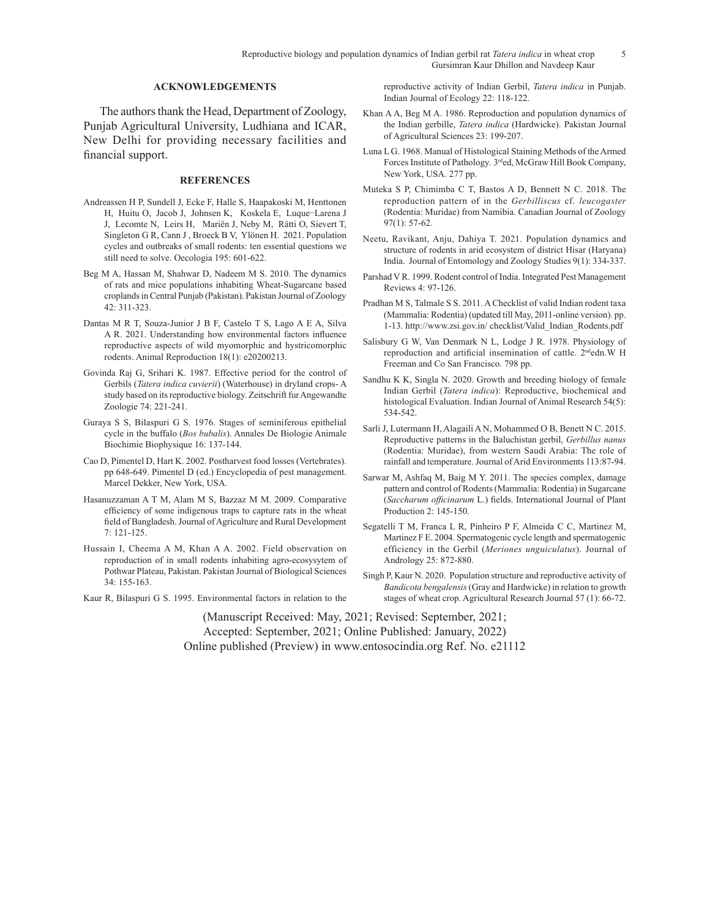## ACKNOWLEDGEMENTS

The authors thank the Head, Department of Zoology, Punjab Agricultural University, Ludhiana and ICAR, New Delhi for providing necessary facilities and financial support.

## REFERENCES

Andreassen H P, Sundell J, Ecke F, Halle S, Haapakoski M, Henttonen H, Huitu O, Jacob J, Johnsen K, Koskela E, Luque−Larena J J, Lecomte N, Leirs H, Mariën J, Neby M, Rätti O, Sievert T, Singleton G R, Cann J , Broeck B V, Ylönen H. 2021. Population cycles and outbreaks of small rodents: ten essential questions we still need to solve. Oecologia 195: 601-622.

Beg M A, Hassan M, Shahwar D, Nadeem M S. 2010. The dynamics of rats and mice populations inhabiting Wheat-Sugarcane based croplands in Central Punjab (Pakistan). Pakistan Journal of Zoology 42: 311-323.

Dantas M R T, Souza-Junior J B F, Castelo T S, Lago A E A, Silva A R. 2021. Understanding how environmental factors influence reproductive aspects of wild myomorphic and hystricomorphic rodents. Animal Reproduction 18(1): e20200213.

Govinda Raj G, Srihari K. 1987. Effective period for the control of Gerbils (*Tatera indica cuvierii*) (Waterhouse) in dryland crops- A study based on its reproductive biology. Zeitschrift fur Angewandte Zoologie 74: 221-241.

Guraya S S, Bilaspuri G S. 1976. Stages of seminiferous epithelial cycle in the buffalo (*Bos bubalis*). Annales De Biologie Animale Biochimie Biophysique 16: 137-144.

Cao D, Pimentel D, Hart K. 2002. Postharvest food losses (Vertebrates). pp 648-649. Pimentel D (ed.) Encyclopedia of pest management. Marcel Dekker, New York, USA.

Hasanuzzaman A T M, Alam M S, Bazzaz M M. 2009. Comparative efficiency of some indigenous traps to capture rats in the wheat field of Bangladesh. Journal of Agriculture and Rural Development 7: 121-125.

Hussain I, Cheema A M, Khan A A. 2002. Field observation on reproduction of in small rodents inhabiting agro-ecosysytem of Pothwar Plateau, Pakistan. Pakistan Journal of Biological Sciences 34: 155-163.

Kaur R, Bilaspuri G S. 1995. Environmental factors in relation to the reproductive activity of Indian Gerbil, *Tatera indica* in Punjab. Indian Journal of Ecology 22: 118-122.

Khan A A, Beg M A. 1986. Reproduction and population dynamics of the Indian gerbille, *Tatera indica* (Hardwicke). Pakistan Journal of Agricultural Sciences 23: 199-207.

Luna L G. 1968. Manual of Histological Staining Methods of the Armed Forces Institute of Pathology. 3rd ed, McGraw Hill Book Company, New York, USA. 277 pp.

Muteka S P, Chimimba C T, Bastos A D, Bennett N C. 2018. The reproduction pattern of in the *Gerbilliscus* cf. *leucogaster* (Rodentia: Muridae) from Namibia. Canadian Journal of Zoology 97(1): 57-62.

Neetu, Ravikant, Anju, Dahiya T. 2021. Population dynamics and structure of rodents in arid ecosystem of district Hisar (Haryana) India. Journal of Entomology and Zoology Studies 9(1): 334-337.

Parshad V R. 1999. Rodent control of India. Integrated Pest Management Reviews 4: 97-126.

Pradhan M S, Talmale S S. 2011. A Checklist of valid Indian rodent taxa (Mammalia: Rodentia) (updated till May, 2011-online version). pp. 1-13. http://www.zsi.gov.in/ checklist/Valid_Indian_Rodents.pdf

Salisbury G W, Van Denmark N L, Lodge J R. 1978. Physiology of reproduction and artificial insemination of cattle. 2nd edn.W H Freeman and Co San Francisco. 798 pp.

Sandhu K K, Singla N. 2020. Growth and breeding biology of female Indian Gerbil (*Tatera indica*): Reproductive, biochemical and histological Evaluation. Indian Journal of Animal Research 54(5): 534-542.

Sarli J, Lutermann H, Alagaili A N, Mohammed O B, Benett N C. 2015. Reproductive patterns in the Baluchistan gerbil, *Gerbillus nanus* (Rodentia: Muridae), from western Saudi Arabia: The role of rainfall and temperature. Journal of Arid Environments 113:87-94.

Sarwar M, Ashfaq M, Baig M Y. 2011. The species complex, damage pattern and control of Rodents (Mammalia: Rodentia) in Sugarcane (*Saccharum officinarum* L.) fields. International Journal of Plant Production 2: 145-150.

Segatelli T M, Franca L R, Pinheiro P F, Almeida C C, Martinez M, Martinez F E. 2004. Spermatogenic cycle length and spermatogenic efficiency in the Gerbil (*Meriones unguiculatus*). Journal of Andrology 25: 872-880.

Singh P, Kaur N. 2020. Population structure and reproductive activity of *Bandicota bengalensis* (Gray and Hardwicke) in relation to growth stages of wheat crop. Agricultural Research Journal 57 (1): 66-72.

(Manuscript Received: May, 2021; Revised: September, 2021; Accepted: September, 2021; Online Published: January, 2022)
Online published (Preview) in www.entosocindia.org Ref. No. e21112